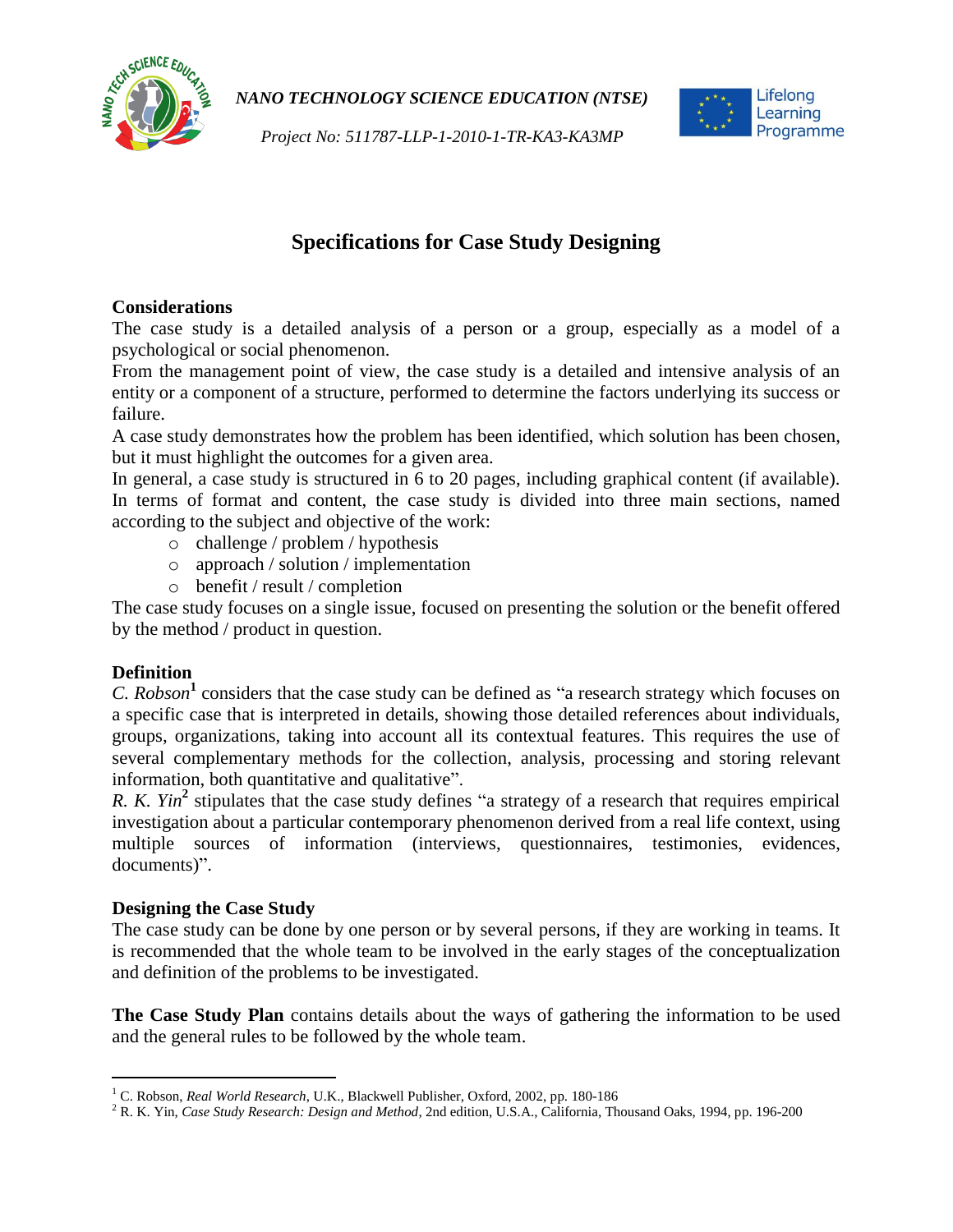# Specifications for Case Study Designing

## Considerations

The case study is a detailed analysis of a person or a group, especially as a model of a psychological or social phenomenon.

From the management point of view, the case study is a detailed and intensive analysis of an entity or a component of a structure, performed to determine the factors underlying its success or failure.

A case study demonstrates how the problem has been identified, which solution has been chosen, but it must highlight the outcomes for a given area.

In general, a case study is structured in 6 to 20 pages, including graphical content (if available). In terms of format and content, the case study is divided into three main sections, named according to the subject and objective of the work:

- challenge / problem / hypothesis
- approach / solution / implementation
- benefit / result / completion

The case study focuses on a single issue, focused on presenting the solution or the benefit offered by the method / product in question.

## Definition

*C. Robson*[1] considers that the case study can be defined as "a research strategy which focuses on a specific case that is interpreted in details, showing those detailed references about individuals, groups, organizations, taking into account all its contextual features. This requires the use of several complementary methods for the collection, analysis, processing and storing relevant information, both quantitative and qualitative".

*R. K. Yin*[2] stipulates that the case study defines "a strategy of a research that requires empirical investigation about a particular contemporary phenomenon derived from a real life context, using multiple sources of information (interviews, questionnaires, testimonies, evidences, documents)".

## Designing the Case Study

The case study can be done by one person or by several persons, if they are working in teams. It is recommended that the whole team to be involved in the early stages of the conceptualization and definition of the problems to be investigated.

**The Case Study Plan** contains details about the ways of gathering the information to be used and the general rules to be followed by the whole team.

---

[1] C. Robson, *Real World Research*, U.K., Blackwell Publisher, Oxford, 2002, pp. 180-186

[2] R. K. Yin, *Case Study Research: Design and Method*, 2nd edition, U.S.A., California, Thousand Oaks, 1994, pp. 196-200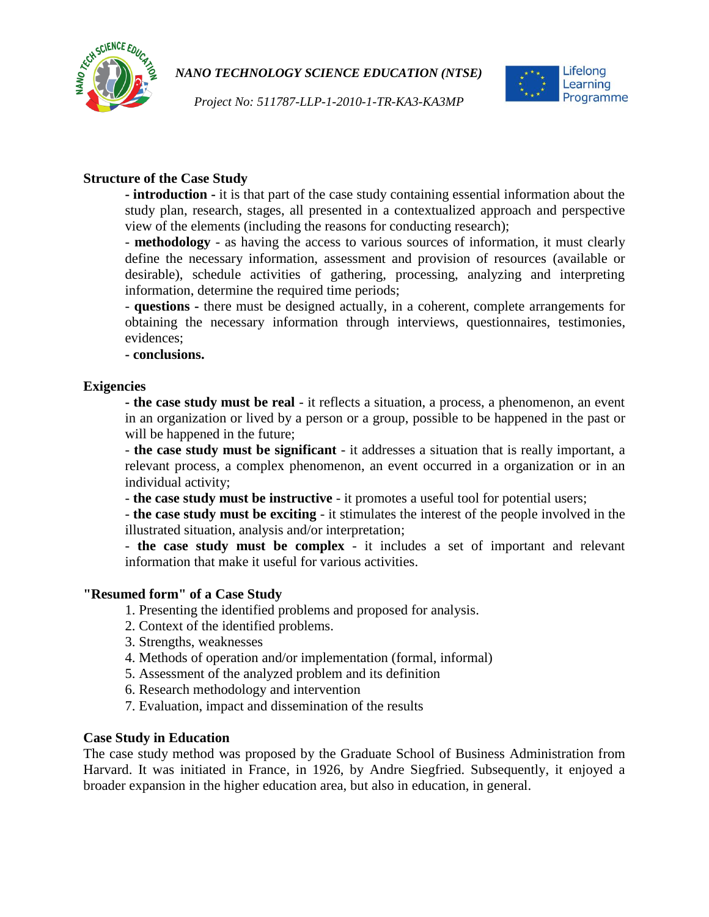**Structure of the Case Study**

- **introduction -** it is that part of the case study containing essential information about the study plan, research, stages, all presented in a contextualized approach and perspective view of the elements (including the reasons for conducting research);
- **methodology** - as having the access to various sources of information, it must clearly define the necessary information, assessment and provision of resources (available or desirable), schedule activities of gathering, processing, analyzing and interpreting information, determine the required time periods;
- **questions -** there must be designed actually, in a coherent, complete arrangements for obtaining the necessary information through interviews, questionnaires, testimonies, evidences;
- **conclusions.**

**Exigencies**

- **the case study must be real** - it reflects a situation, a process, a phenomenon, an event in an organization or lived by a person or a group, possible to be happened in the past or will be happened in the future;
- **the case study must be significant** - it addresses a situation that is really important, a relevant process, a complex phenomenon, an event occurred in a organization or in an individual activity;
- **the case study must be instructive** - it promotes a useful tool for potential users;
- **the case study must be exciting** - it stimulates the interest of the people involved in the illustrated situation, analysis and/or interpretation;
- **the case study must be complex** - it includes a set of important and relevant information that make it useful for various activities.

**"Resumed form" of a Case Study**

1. Presenting the identified problems and proposed for analysis.
2. Context of the identified problems.
3. Strengths, weaknesses
4. Methods of operation and/or implementation (formal, informal)
5. Assessment of the analyzed problem and its definition
6. Research methodology and intervention
7. Evaluation, impact and dissemination of the results

**Case Study in Education**

The case study method was proposed by the Graduate School of Business Administration from Harvard. It was initiated in France, in 1926, by Andre Siegfried. Subsequently, it enjoyed a broader expansion in the higher education area, but also in education, in general.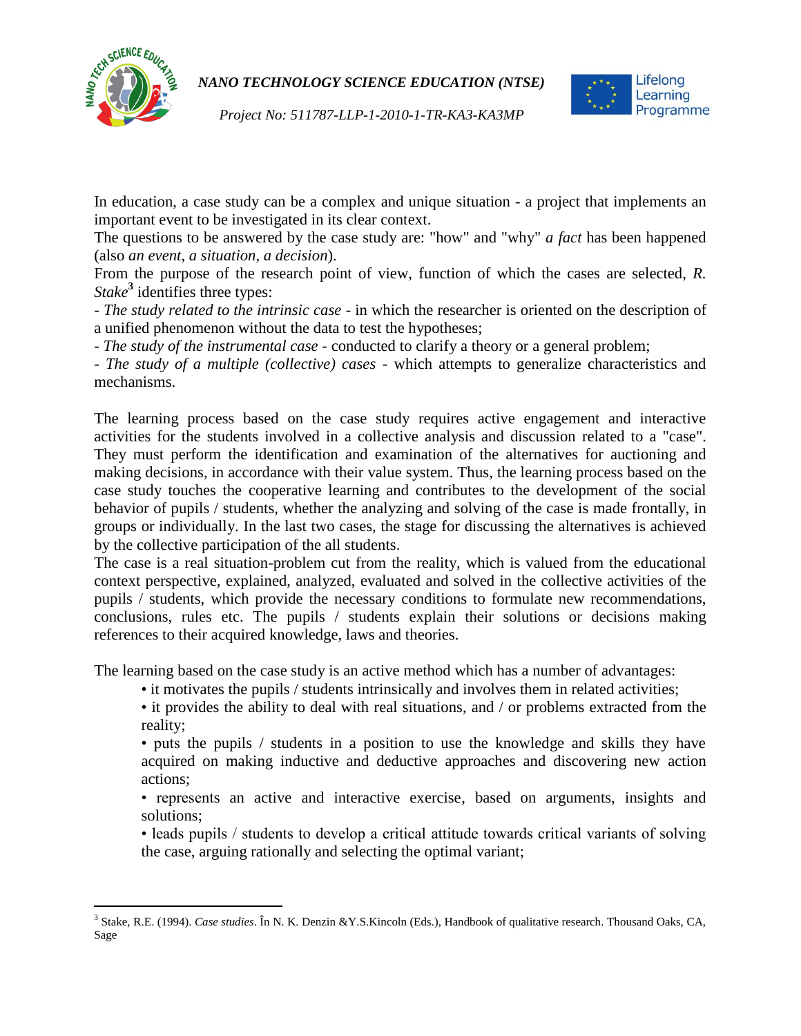In education, a case study can be a complex and unique situation - a project that implements an important event to be investigated in its clear context.
The questions to be answered by the case study are: "how" and "why" *a fact* has been happened (also *an event*, *a situation*, *a decision*).
From the purpose of the research point of view, function of which the cases are selected, *R. Stake*[3] identifies three types:
- *The study related to the intrinsic case* - in which the researcher is oriented on the description of a unified phenomenon without the data to test the hypotheses;
- *The study of the instrumental case* - conducted to clarify a theory or a general problem;
- *The study of a multiple (collective) cases* - which attempts to generalize characteristics and mechanisms.

The learning process based on the case study requires active engagement and interactive activities for the students involved in a collective analysis and discussion related to a "case". They must perform the identification and examination of the alternatives for auctioning and making decisions, in accordance with their value system. Thus, the learning process based on the case study touches the cooperative learning and contributes to the development of the social behavior of pupils / students, whether the analyzing and solving of the case is made frontally, in groups or individually. In the last two cases, the stage for discussing the alternatives is achieved by the collective participation of the all students.
The case is a real situation-problem cut from the reality, which is valued from the educational context perspective, explained, analyzed, evaluated and solved in the collective activities of the pupils / students, which provide the necessary conditions to formulate new recommendations, conclusions, rules etc. The pupils / students explain their solutions or decisions making references to their acquired knowledge, laws and theories.

The learning based on the case study is an active method which has a number of advantages:

- it motivates the pupils / students intrinsically and involves them in related activities;
- it provides the ability to deal with real situations, and / or problems extracted from the reality;
- puts the pupils / students in a position to use the knowledge and skills they have acquired on making inductive and deductive approaches and discovering new action actions;
- represents an active and interactive exercise, based on arguments, insights and solutions;
- leads pupils / students to develop a critical attitude towards critical variants of solving the case, arguing rationally and selecting the optimal variant;

---

[3] Stake, R.E. (1994). *Case studies*. În N. K. Denzin &Y.S.Kincoln (Eds.), Handbook of qualitative research. Thousand Oaks, CA, Sage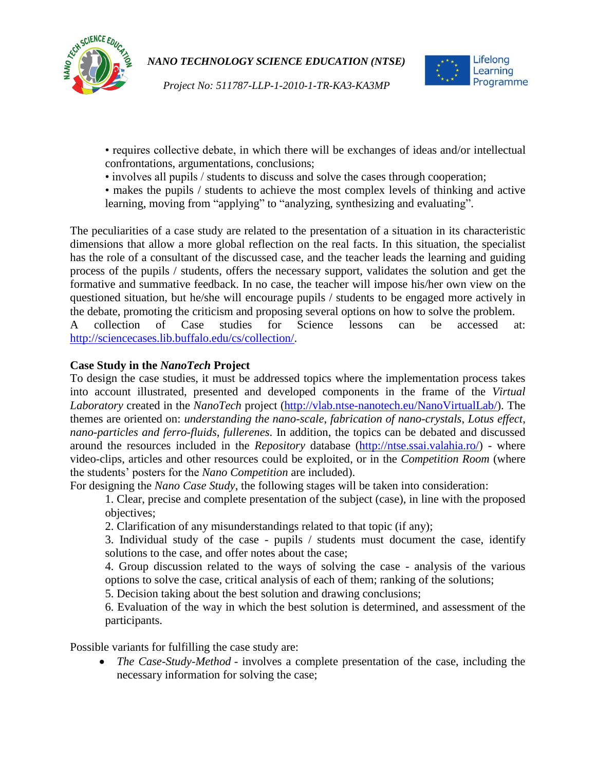• requires collective debate, in which there will be exchanges of ideas and/or intellectual confrontations, argumentations, conclusions;
• involves all pupils / students to discuss and solve the cases through cooperation;
• makes the pupils / students to achieve the most complex levels of thinking and active learning, moving from "applying" to "analyzing, synthesizing and evaluating".

The peculiarities of a case study are related to the presentation of a situation in its characteristic dimensions that allow a more global reflection on the real facts. In this situation, the specialist has the role of a consultant of the discussed case, and the teacher leads the learning and guiding process of the pupils / students, offers the necessary support, validates the solution and get the formative and summative feedback. In no case, the teacher will impose his/her own view on the questioned situation, but he/she will encourage pupils / students to be engaged more actively in the debate, promoting the criticism and proposing several options on how to solve the problem.
A collection of Case studies for Science lessons can be accessed at: [http://sciencecases.lib.buffalo.edu/cs/collection/](http://sciencecases.lib.buffalo.edu/cs/collection/).

**Case Study in the *NanoTech* Project**

To design the case studies, it must be addressed topics where the implementation process takes into account illustrated, presented and developed components in the frame of the *Virtual Laboratory* created in the *NanoTech* project ([http://vlab.ntse-nanotech.eu/NanoVirtualLab/](http://vlab.ntse-nanotech.eu/NanoVirtualLab/)). The themes are oriented on: *understanding the nano-scale*, *fabrication of nano-crystals*, *Lotus effect*, *nano-particles and ferro-fluids*, *fullerenes*. In addition, the topics can be debated and discussed around the resources included in the *Repository* database ([http://ntse.ssai.valahia.ro/](http://ntse.ssai.valahia.ro/)) - where video-clips, articles and other resources could be exploited, or in the *Competition Room* (where the students' posters for the *Nano Competition* are included).

For designing the *Nano Case Study*, the following stages will be taken into consideration:

1. Clear, precise and complete presentation of the subject (case), in line with the proposed objectives;
2. Clarification of any misunderstandings related to that topic (if any);
3. Individual study of the case - pupils / students must document the case, identify solutions to the case, and offer notes about the case;
4. Group discussion related to the ways of solving the case - analysis of the various options to solve the case, critical analysis of each of them; ranking of the solutions;
5. Decision taking about the best solution and drawing conclusions;
6. Evaluation of the way in which the best solution is determined, and assessment of the participants.

Possible variants for fulfilling the case study are:

- *The Case-Study-Method* - involves a complete presentation of the case, including the necessary information for solving the case;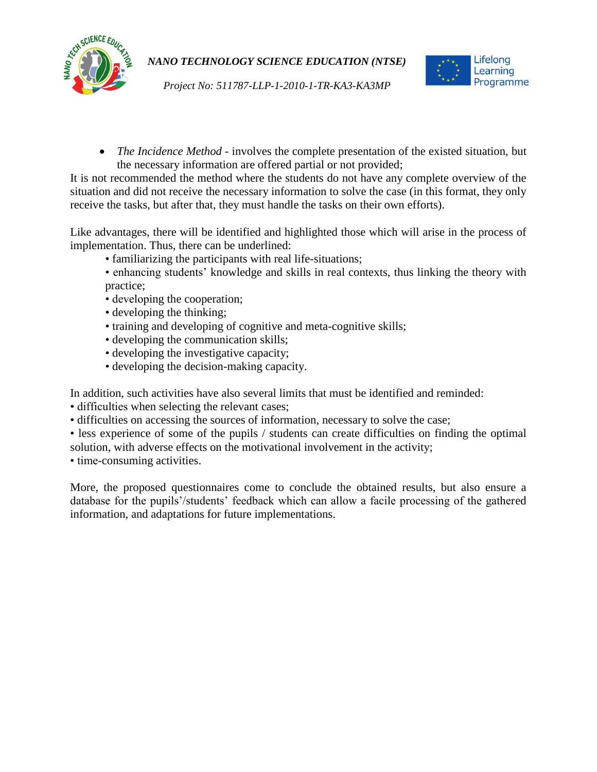- *The Incidence Method* - involves the complete presentation of the existed situation, but the necessary information are offered partial or not provided;

It is not recommended the method where the students do not have any complete overview of the situation and did not receive the necessary information to solve the case (in this format, they only receive the tasks, but after that, they must handle the tasks on their own efforts).

Like advantages, there will be identified and highlighted those which will arise in the process of implementation. Thus, there can be underlined:

- familiarizing the participants with real life-situations;
- enhancing students' knowledge and skills in real contexts, thus linking the theory with practice;
- developing the cooperation;
- developing the thinking;
- training and developing of cognitive and meta-cognitive skills;
- developing the communication skills;
- developing the investigative capacity;
- developing the decision-making capacity.

In addition, such activities have also several limits that must be identified and reminded:

- difficulties when selecting the relevant cases;
- difficulties on accessing the sources of information, necessary to solve the case;
- less experience of some of the pupils / students can create difficulties on finding the optimal solution, with adverse effects on the motivational involvement in the activity;
- time-consuming activities.

More, the proposed questionnaires come to conclude the obtained results, but also ensure a database for the pupils'/students' feedback which can allow a facile processing of the gathered information, and adaptations for future implementations.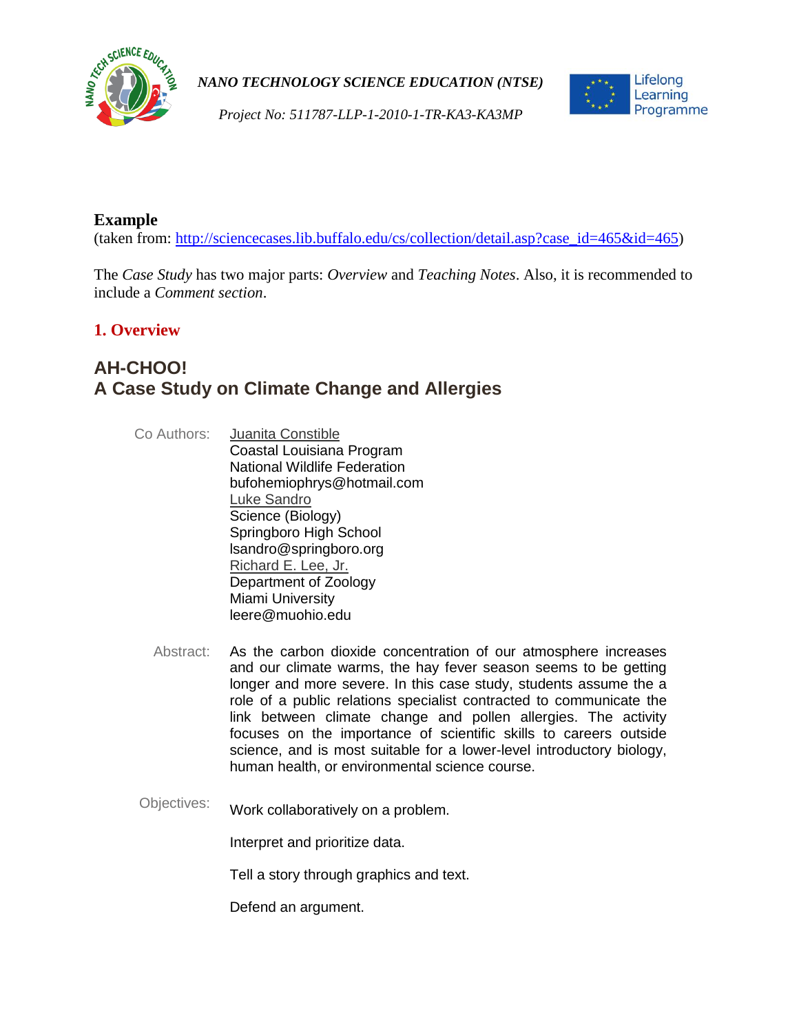**Example**

(taken from: http://sciencecases.lib.buffalo.edu/cs/collection/detail.asp?case_id=465&id=465)

The *Case Study* has two major parts: *Overview* and *Teaching Notes*. Also, it is recommended to include a *Comment section*.

## 1. Overview

## AH-CHOO!
## A Case Study on Climate Change and Allergies

Co Authors:
Juanita Constible
Coastal Louisiana Program
National Wildlife Federation
bufohemiophrys@hotmail.com
Luke Sandro
Science (Biology)
Springboro High School
lsandro@springboro.org
Richard E. Lee, Jr.
Department of Zoology
Miami University
leere@muohio.edu

Abstract: As the carbon dioxide concentration of our atmosphere increases and our climate warms, the hay fever season seems to be getting longer and more severe. In this case study, students assume the a role of a public relations specialist contracted to communicate the link between climate change and pollen allergies. The activity focuses on the importance of scientific skills to careers outside science, and is most suitable for a lower-level introductory biology, human health, or environmental science course.

Objectives:

Work collaboratively on a problem.

Interpret and prioritize data.

Tell a story through graphics and text.

Defend an argument.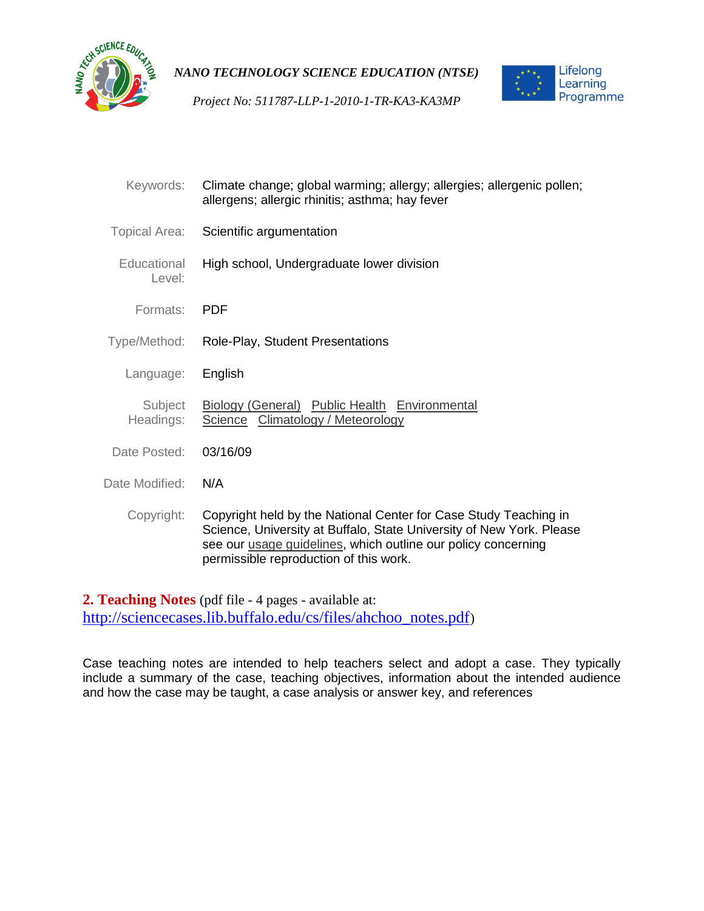| | |
|---|---|
| Keywords: | Climate change; global warming; allergy; allergies; allergenic pollen; allergens; allergic rhinitis; asthma; hay fever |
| Topical Area: | Scientific argumentation |
| Educational Level: | High school, Undergraduate lower division |
| Formats: | PDF |
| Type/Method: | Role-Play, Student Presentations |
| Language: | English |
| Subject Headings: | Biology (General) Public Health Environmental Science Climatology / Meteorology |
| Date Posted: | 03/16/09 |
| Date Modified: | N/A |
| Copyright: | Copyright held by the National Center for Case Study Teaching in Science, University at Buffalo, State University of New York. Please see our usage guidelines, which outline our policy concerning permissible reproduction of this work. |

**2. Teaching Notes** (pdf file - 4 pages - available at: http://sciencecases.lib.buffalo.edu/cs/files/ahchoo_notes.pdf)

Case teaching notes are intended to help teachers select and adopt a case. They typically include a summary of the case, teaching objectives, information about the intended audience and how the case may be taught, a case analysis or answer key, and references